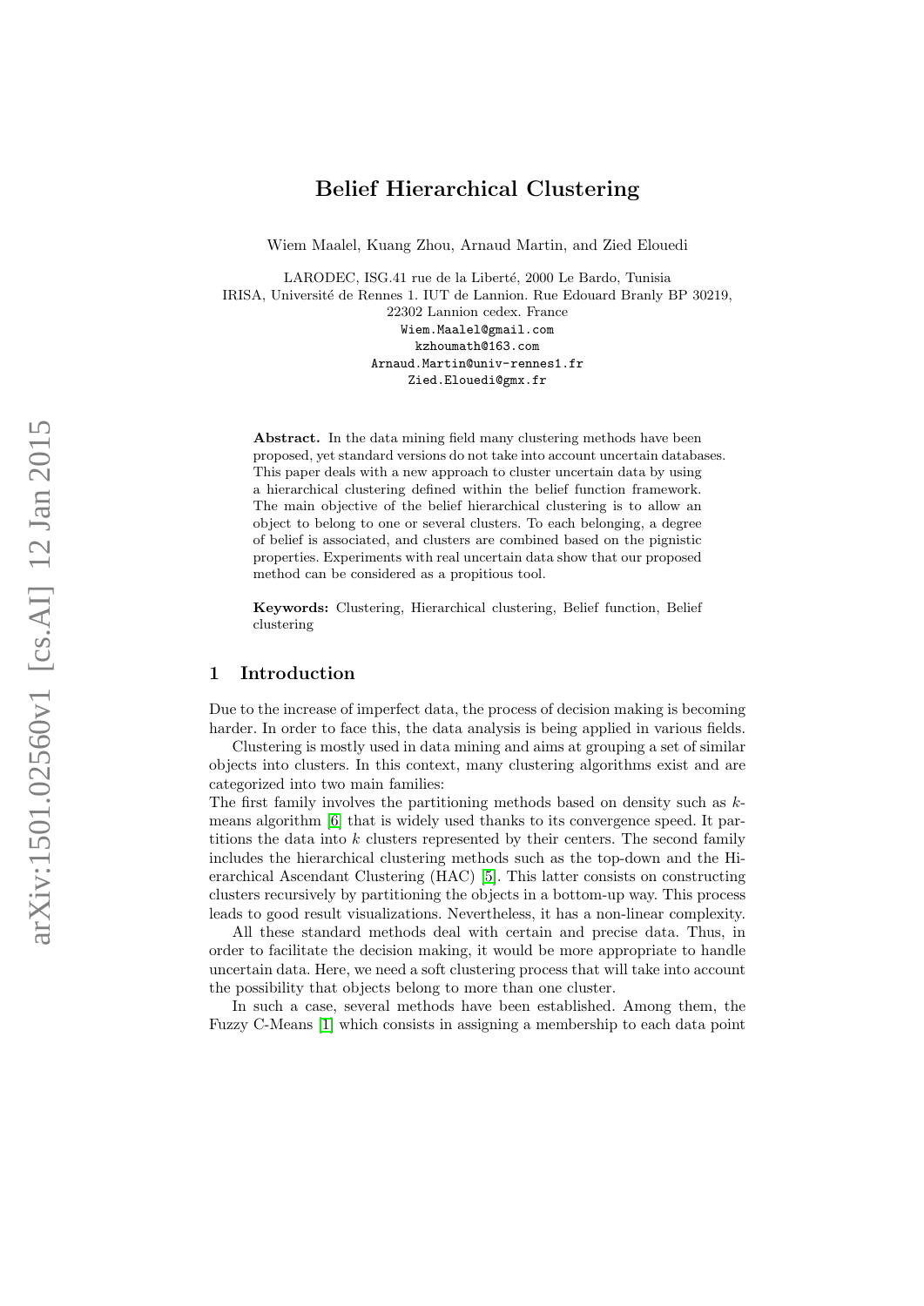# Belief Hierarchical Clustering

Wiem Maalel, Kuang Zhou, Arnaud Martin, and Zied Elouedi

LARODEC, ISG.41 rue de la Liberté, 2000 Le Bardo, Tunisia
IRISA, Université de Rennes 1. IUT de Lannion. Rue Edouard Branly BP 30219, 22302 Lannion cedex. France
Wiem.Maalel@gmail.com
kzhoumath@163.com
Arnaud.Martin@univ-rennes1.fr
Zied.Elouedi@gmx.fr

**Abstract.** In the data mining field many clustering methods have been proposed, yet standard versions do not take into account uncertain databases. This paper deals with a new approach to cluster uncertain data by using a hierarchical clustering defined within the belief function framework. The main objective of the belief hierarchical clustering is to allow an object to belong to one or several clusters. To each belonging, a degree of belief is associated, and clusters are combined based on the pignistic properties. Experiments with real uncertain data show that our proposed method can be considered as a propitious tool.

**Keywords:** Clustering, Hierarchical clustering, Belief function, Belief clustering

## 1 Introduction

Due to the increase of imperfect data, the process of decision making is becoming harder. In order to face this, the data analysis is being applied in various fields.

Clustering is mostly used in data mining and aims at grouping a set of similar objects into clusters. In this context, many clustering algorithms exist and are categorized into two main families:
The first family involves the partitioning methods based on density such as $k$-means algorithm [6] that is widely used thanks to its convergence speed. It partitions the data into $k$ clusters represented by their centers. The second family includes the hierarchical clustering methods such as the top-down and the Hierarchical Ascendant Clustering (HAC) [5]. This latter consists on constructing clusters recursively by partitioning the objects in a bottom-up way. This process leads to good result visualizations. Nevertheless, it has a non-linear complexity.

All these standard methods deal with certain and precise data. Thus, in order to facilitate the decision making, it would be more appropriate to handle uncertain data. Here, we need a soft clustering process that will take into account the possibility that objects belong to more than one cluster.

In such a case, several methods have been established. Among them, the Fuzzy C-Means [1] which consists in assigning a membership to each data point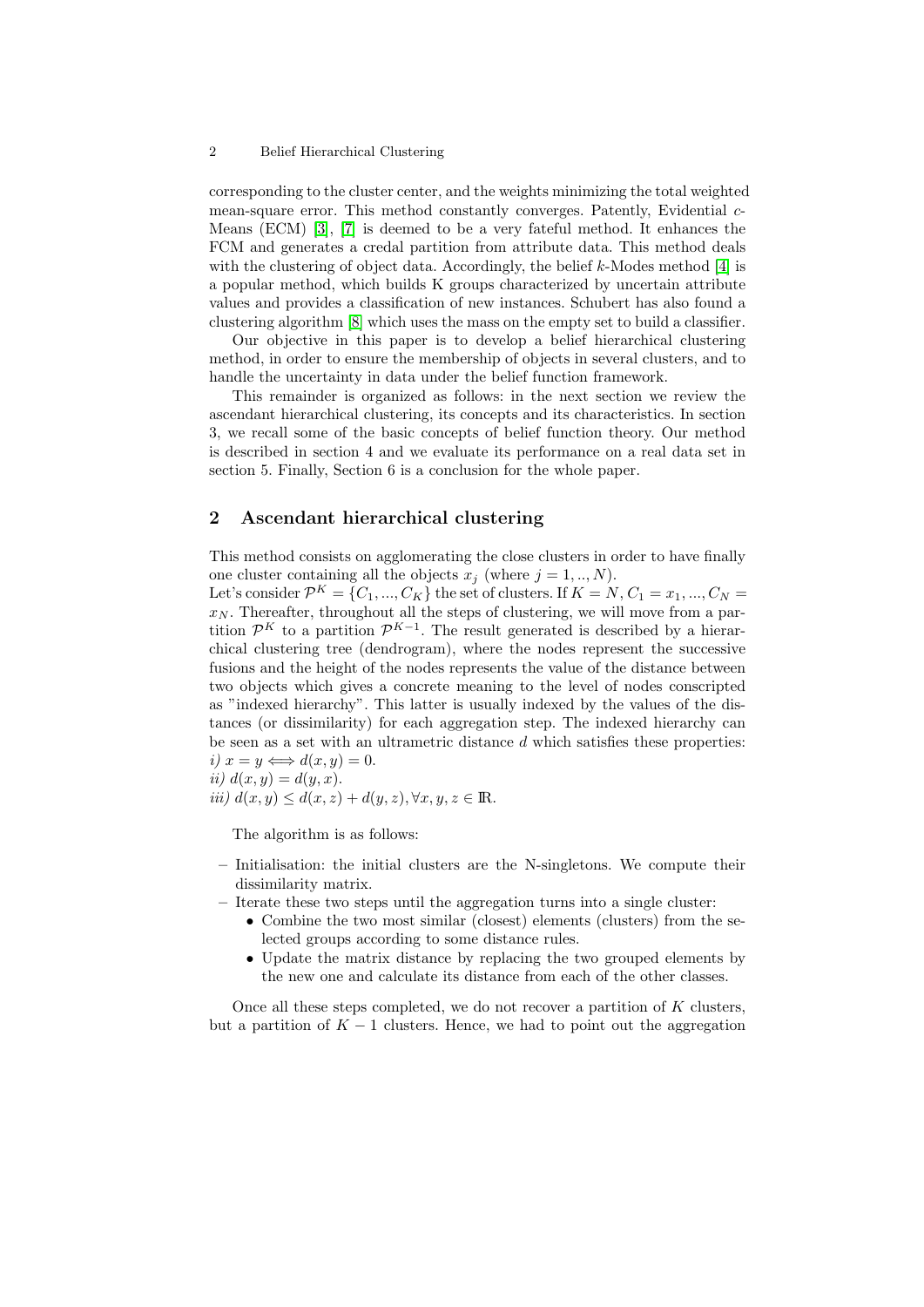corresponding to the cluster center, and the weights minimizing the total weighted mean-square error. This method constantly converges. Patently, Evidential $c$-Means (ECM) [3], [7] is deemed to be a very fateful method. It enhances the FCM and generates a credal partition from attribute data. This method deals with the clustering of object data. Accordingly, the belief $k$-Modes method [4] is a popular method, which builds K groups characterized by uncertain attribute values and provides a classification of new instances. Schubert has also found a clustering algorithm [8] which uses the mass on the empty set to build a classifier.

Our objective in this paper is to develop a belief hierarchical clustering method, in order to ensure the membership of objects in several clusters, and to handle the uncertainty in data under the belief function framework.

This remainder is organized as follows: in the next section we review the ascendant hierarchical clustering, its concepts and its characteristics. In section 3, we recall some of the basic concepts of belief function theory. Our method is described in section 4 and we evaluate its performance on a real data set in section 5. Finally, Section 6 is a conclusion for the whole paper.

## 2 Ascendant hierarchical clustering

This method consists on agglomerating the close clusters in order to have finally one cluster containing all the objects $x_j$ (where $j = 1, .., N$).
Let's consider $\mathcal{P}^K = \{C_1, ..., C_K\}$ the set of clusters. If $K = N, C_1 = x_1, ..., C_N = x_N$. Thereafter, throughout all the steps of clustering, we will move from a partition $\mathcal{P}^K$ to a partition $\mathcal{P}^{K-1}$. The result generated is described by a hierarchical clustering tree (dendrogram), where the nodes represent the successive fusions and the height of the nodes represents the value of the distance between two objects which gives a concrete meaning to the level of nodes conscripted as "indexed hierarchy". This latter is usually indexed by the values of the distances (or dissimilarity) for each aggregation step. The indexed hierarchy can be seen as a set with an ultrametric distance $d$ which satisfies these properties:
*i)* $x = y \Longleftrightarrow d(x, y) = 0$.
*ii)* $d(x, y) = d(y, x)$.
*iii)* $d(x, y) \leq d(x, z) + d(y, z), \forall x, y, z \in \mathbb{R}$.

The algorithm is as follows:

- Initialisation: the initial clusters are the N-singletons. We compute their dissimilarity matrix.
- Iterate these two steps until the aggregation turns into a single cluster:
  - Combine the two most similar (closest) elements (clusters) from the selected groups according to some distance rules.
  - Update the matrix distance by replacing the two grouped elements by the new one and calculate its distance from each of the other classes.

Once all these steps completed, we do not recover a partition of $K$ clusters, but a partition of $K - 1$ clusters. Hence, we had to point out the aggregation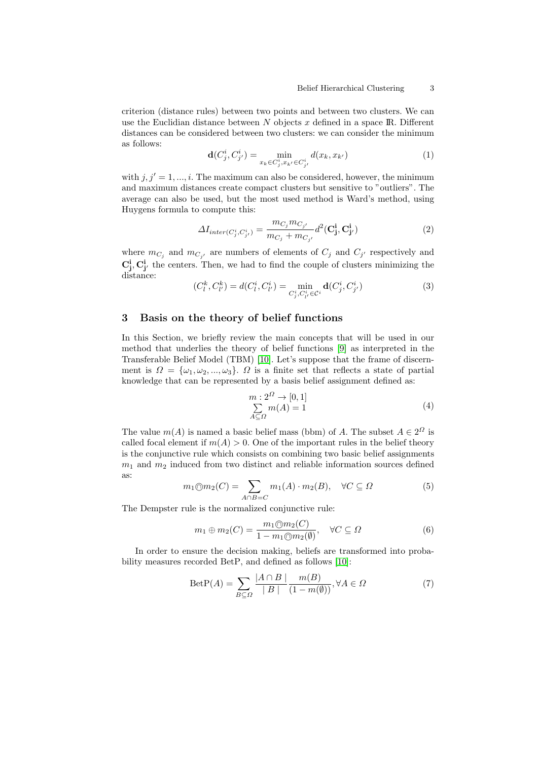criterion (distance rules) between two points and between two clusters. We can use the Euclidian distance between $N$ objects $x$ defined in a space $\mathbb{R}$. Different distances can be considered between two clusters: we can consider the minimum as follows:

$$\mathbf{d}(C^i_j, C^i_{j'}) = \min_{x_k \in C^i_j, x_{k'} \in C^i_{j'}} d(x_k, x_{k'}) \tag{1}$$

with $j, j' = 1, ..., i$. The maximum can also be considered, however, the minimum and maximum distances create compact clusters but sensitive to "outliers". The average can also be used, but the most used method is Ward's method, using Huygens formula to compute this:

$$\Delta I_{inter(C^i_j, C^i_{j'})} = \frac{m_{C_j} m_{C_{j'}}}{m_{C_j} + m_{C_{j'}}} d^2(\mathbf{C^i_j}, \mathbf{C^i_{j'}}) \tag{2}$$

where $m_{C_j}$ and $m_{C_{j'}}$ are numbers of elements of $C_j$ and $C_{j'}$ respectively and $\mathbf{C^i_j}, \mathbf{C^i_{j'}}$ the centers. Then, we had to find the couple of clusters minimizing the distance:

$$(C^k_l, C^k_{l'}) = d(C^i_l, C^i_{l'}) = \min_{C^i_j, C^i_{l'} \in \mathcal{C}^i} \mathbf{d}(C^i_j, C^i_{j'}) \tag{3}$$

## 3 Basis on the theory of belief functions

In this Section, we briefly review the main concepts that will be used in our method that underlies the theory of belief functions [9] as interpreted in the Transferable Belief Model (TBM) [10]. Let's suppose that the frame of discernment is $\Omega = \{\omega_1, \omega_2, ..., \omega_3\}$. $\Omega$ is a finite set that reflects a state of partial knowledge that can be represented by a basis belief assignment defined as:

$$\begin{array}{l} m : 2^\Omega \rightarrow [0, 1] \\ \sum\limits_{A \subseteq \Omega} m(A) = 1 \end{array} \tag{4}$$

The value $m(A)$ is named a basic belief mass (bbm) of $A$. The subset $A \in 2^\Omega$ is called focal element if $m(A) > 0$. One of the important rules in the belief theory is the conjunctive rule which consists on combining two basic belief assignments $m_1$ and $m_2$ induced from two distinct and reliable information sources defined as:

$$m_1 \circledcirc m_2(C) = \sum_{A \cap B = C} m_1(A) \cdot m_2(B), \quad \forall C \subseteq \Omega \tag{5}$$

The Dempster rule is the normalized conjunctive rule:

$$m_1 \oplus m_2(C) = \frac{m_1 \circledcirc m_2(C)}{1 - m_1 \circledcirc m_2(\emptyset)}, \quad \forall C \subseteq \Omega \tag{6}$$

In order to ensure the decision making, beliefs are transformed into probability measures recorded BetP, and defined as follows [10]:

$$\text{BetP}(A) = \sum_{B \subseteq \Omega} \frac{|A \cap B\,|}{|\,B\,|} \frac{m(B)}{(1 - m(\emptyset))}, \forall A \in \Omega \tag{7}$$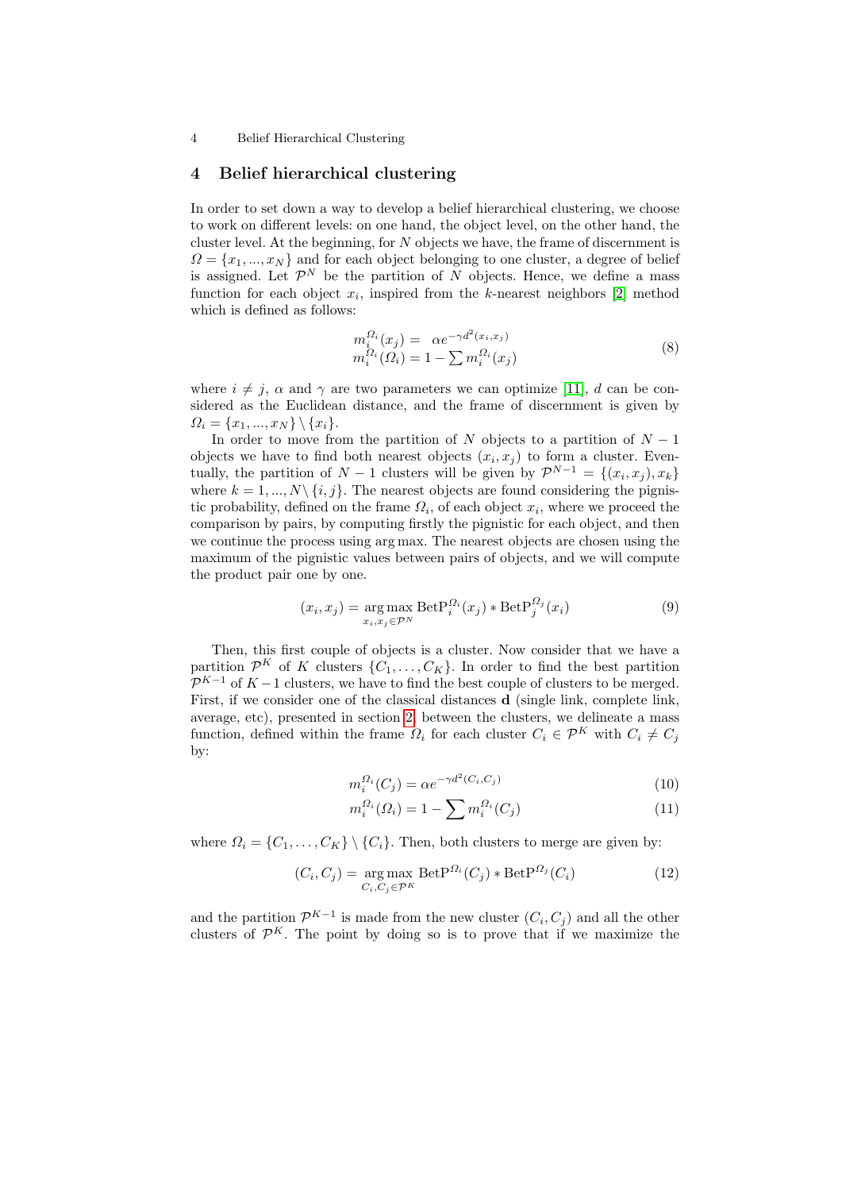## 4 Belief hierarchical clustering

In order to set down a way to develop a belief hierarchical clustering, we choose to work on different levels: on one hand, the object level, on the other hand, the cluster level. At the beginning, for $N$ objects we have, the frame of discernment is $\Omega = \{x_1, ..., x_N\}$ and for each object belonging to one cluster, a degree of belief is assigned. Let $\mathcal{P}^N$ be the partition of $N$ objects. Hence, we define a mass function for each object $x_i$, inspired from the $k$-nearest neighbors [2] method which is defined as follows:

$$
\begin{aligned}
m_i^{\Omega_i}(x_j) &= \alpha e^{-\gamma d^2(x_i, x_j)} \\
m_i^{\Omega_i}(\Omega_i) &= 1 - \sum m_i^{\Omega_i}(x_j)
\end{aligned}
\tag{8}
$$

where $i \neq j$, $\alpha$ and $\gamma$ are two parameters we can optimize [11], $d$ can be considered as the Euclidean distance, and the frame of discernment is given by $\Omega_i = \{x_1, ..., x_N\} \setminus \{x_i\}$.

In order to move from the partition of $N$ objects to a partition of $N-1$ objects we have to find both nearest objects $(x_i, x_j)$ to form a cluster. Eventually, the partition of $N-1$ clusters will be given by $\mathcal{P}^{N-1} = \{(x_i, x_j), x_k\}$ where $k = 1, ..., N \setminus \{i, j\}$. The nearest objects are found considering the pignistic probability, defined on the frame $\Omega_i$, of each object $x_i$, where we proceed the comparison by pairs, by computing firstly the pignistic for each object, and then we continue the process using arg max. The nearest objects are chosen using the maximum of the pignistic values between pairs of objects, and we will compute the product pair one by one.

$$
(x_i, x_j) = \underset{x_i, x_j \in \mathcal{P}^N}{\arg\max} \; \mathrm{BetP}_i^{\Omega_i}(x_j) * \mathrm{BetP}_j^{\Omega_j}(x_i) \tag{9}
$$

Then, this first couple of objects is a cluster. Now consider that we have a partition $\mathcal{P}^K$ of $K$ clusters $\{C_1, \ldots, C_K\}$. In order to find the best partition $\mathcal{P}^{K-1}$ of $K-1$ clusters, we have to find the best couple of clusters to be merged. First, if we consider one of the classical distances $\mathbf{d}$ (single link, complete link, average, etc), presented in section 2, between the clusters, we delineate a mass function, defined within the frame $\Omega_i$ for each cluster $C_i \in \mathcal{P}^K$ with $C_i \neq C_j$ by:

$$
m_i^{\Omega_i}(C_j) = \alpha e^{-\gamma d^2(C_i, C_j)} \tag{10}
$$

$$
m_i^{\Omega_i}(\Omega_i) = 1 - \sum m_i^{\Omega_i}(C_j) \tag{11}
$$

where $\Omega_i = \{C_1, \ldots, C_K\} \setminus \{C_i\}$. Then, both clusters to merge are given by:

$$
(C_i, C_j) = \underset{C_i, C_j \in \mathcal{P}^K}{\arg\max} \; \mathrm{BetP}^{\Omega_i}(C_j) * \mathrm{BetP}^{\Omega_j}(C_i) \tag{12}
$$

and the partition $\mathcal{P}^{K-1}$ is made from the new cluster $(C_i, C_j)$ and all the other clusters of $\mathcal{P}^K$. The point by doing so is to prove that if we maximize the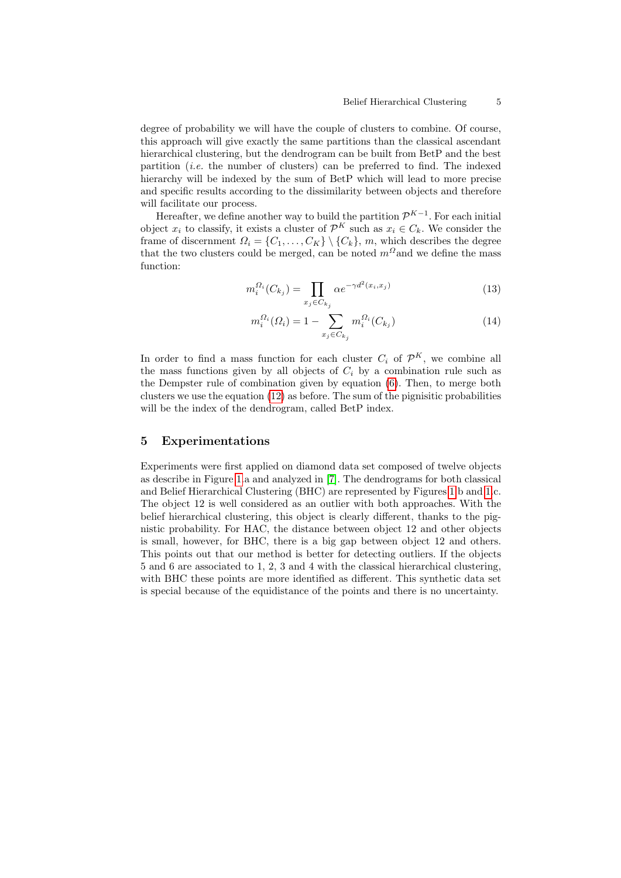degree of probability we will have the couple of clusters to combine. Of course, this approach will give exactly the same partitions than the classical ascendant hierarchical clustering, but the dendrogram can be built from BetP and the best partition (*i.e.* the number of clusters) can be preferred to find. The indexed hierarchy will be indexed by the sum of BetP which will lead to more precise and specific results according to the dissimilarity between objects and therefore will facilitate our process.

Hereafter, we define another way to build the partition $\mathcal{P}^{K-1}$. For each initial object $x_i$ to classify, it exists a cluster of $\mathcal{P}^K$ such as $x_i \in C_k$. We consider the frame of discernment $\Omega_i = \{C_1, \ldots, C_K\} \setminus \{C_k\}$, $m$, which describes the degree that the two clusters could be merged, can be noted $m^{\Omega}$and we define the mass function:

$$m_i^{\Omega_i}(C_{k_j}) = \prod_{x_j \in C_{k_j}} \alpha e^{-\gamma d^2(x_i, x_j)} \tag{13}$$

$$m_i^{\Omega_i}(\Omega_i) = 1 - \sum_{x_j \in C_{k_j}} m_i^{\Omega_i}(C_{k_j}) \tag{14}$$

In order to find a mass function for each cluster $C_i$ of $\mathcal{P}^K$, we combine all the mass functions given by all objects of $C_i$ by a combination rule such as the Dempster rule of combination given by equation (6). Then, to merge both clusters we use the equation (12) as before. The sum of the pignisitic probabilities will be the index of the dendrogram, called BetP index.

## 5 Experimentations

Experiments were first applied on diamond data set composed of twelve objects as describe in Figure 1.a and analyzed in [7]. The dendrograms for both classical and Belief Hierarchical Clustering (BHC) are represented by Figures 1.b and 1.c. The object 12 is well considered as an outlier with both approaches. With the belief hierarchical clustering, this object is clearly different, thanks to the pignistic probability. For HAC, the distance between object 12 and other objects is small, however, for BHC, there is a big gap between object 12 and others. This points out that our method is better for detecting outliers. If the objects 5 and 6 are associated to 1, 2, 3 and 4 with the classical hierarchical clustering, with BHC these points are more identified as different. This synthetic data set is special because of the equidistance of the points and there is no uncertainty.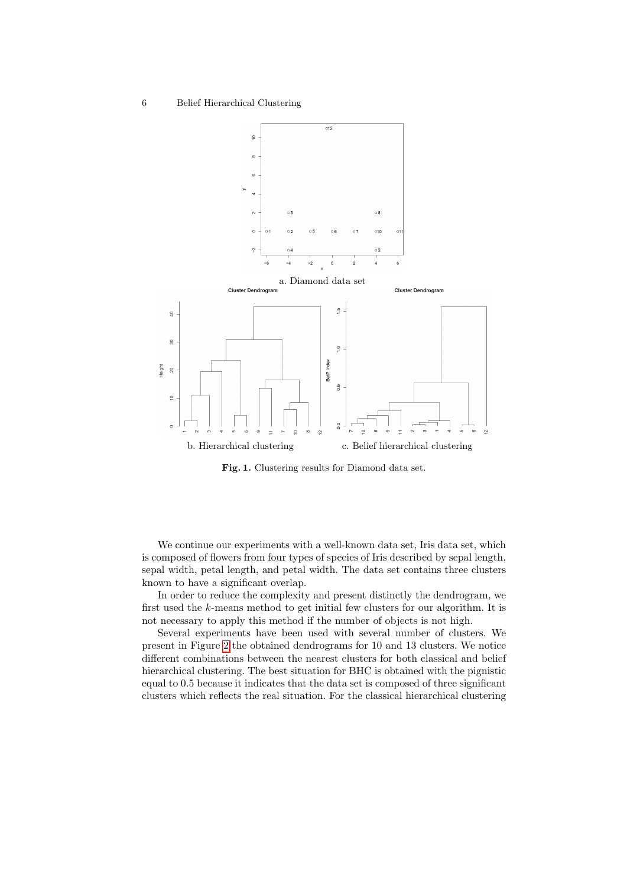a. Diamond data set

b. Hierarchical clustering

c. Belief hierarchical clustering

**Fig. 1.** Clustering results for Diamond data set.

We continue our experiments with a well-known data set, Iris data set, which is composed of flowers from four types of species of Iris described by sepal length, sepal width, petal length, and petal width. The data set contains three clusters known to have a significant overlap.

In order to reduce the complexity and present distinctly the dendrogram, we first used the $k$-means method to get initial few clusters for our algorithm. It is not necessary to apply this method if the number of objects is not high.

Several experiments have been used with several number of clusters. We present in Figure 2 the obtained dendrograms for 10 and 13 clusters. We notice different combinations between the nearest clusters for both classical and belief hierarchical clustering. The best situation for BHC is obtained with the pignistic equal to 0.5 because it indicates that the data set is composed of three significant clusters which reflects the real situation. For the classical hierarchical clustering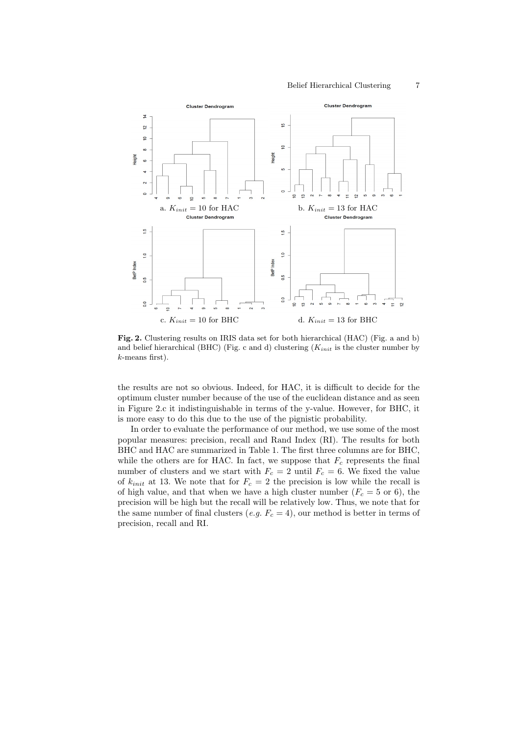**Fig. 2.** Clustering results on IRIS data set for both hierarchical (HAC) (Fig. a and b) and belief hierarchical (BHC) (Fig. c and d) clustering ($K_{init}$ is the cluster number by $k$-means first).

the results are not so obvious. Indeed, for HAC, it is difficult to decide for the optimum cluster number because of the use of the euclidean distance and as seen in Figure 2.c it indistinguishable in terms of the y-value. However, for BHC, it is more easy to do this due to the use of the pignistic probability.

In order to evaluate the performance of our method, we use some of the most popular measures: precision, recall and Rand Index (RI). The results for both BHC and HAC are summarized in Table 1. The first three columns are for BHC, while the others are for HAC. In fact, we suppose that $F_c$ represents the final number of clusters and we start with $F_c = 2$ until $F_c = 6$. We fixed the value of $k_{init}$ at 13. We note that for $F_c = 2$ the precision is low while the recall is of high value, and that when we have a high cluster number ($F_c = 5$ or 6), the precision will be high but the recall will be relatively low. Thus, we note that for the same number of final clusters (*e.g.* $F_c = 4$), our method is better in terms of precision, recall and RI.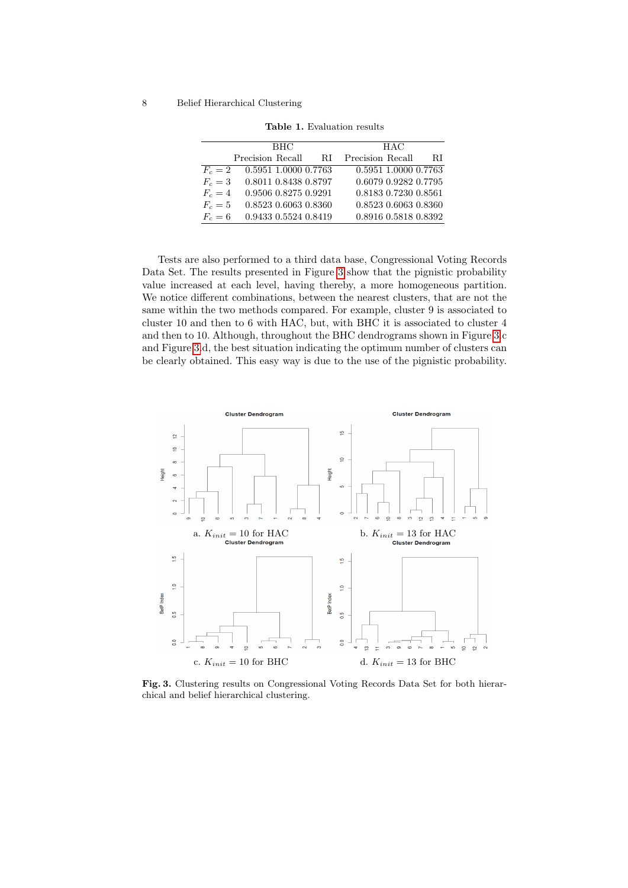**Table 1.** Evaluation results

| | BHC | | | HAC | | |
|---|---|---|---|---|---|---|
| | Precision | Recall | RI | Precision | Recall | RI |
| $F_c = 2$ | 0.5951 | 1.0000 | 0.7763 | 0.5951 | 1.0000 | 0.7763 |
| $F_c = 3$ | 0.8011 | 0.8438 | 0.8797 | 0.6079 | 0.9282 | 0.7795 |
| $F_c = 4$ | 0.9506 | 0.8275 | 0.9291 | 0.8183 | 0.7230 | 0.8561 |
| $F_c = 5$ | 0.8523 | 0.6063 | 0.8360 | 0.8523 | 0.6063 | 0.8360 |
| $F_c = 6$ | 0.9433 | 0.5524 | 0.8419 | 0.8916 | 0.5818 | 0.8392 |

Tests are also performed to a third data base, Congressional Voting Records Data Set. The results presented in Figure 3 show that the pignistic probability value increased at each level, having thereby, a more homogeneous partition. We notice different combinations, between the nearest clusters, that are not the same within the two methods compared. For example, cluster 9 is associated to cluster 10 and then to 6 with HAC, but, with BHC it is associated to cluster 4 and then to 10. Although, throughout the BHC dendrograms shown in Figure 3.c and Figure 3.d, the best situation indicating the optimum number of clusters can be clearly obtained. This easy way is due to the use of the pignistic probability.

a. $K_{init} = 10$ for HAC

b. $K_{init} = 13$ for HAC

c. $K_{init} = 10$ for BHC

d. $K_{init} = 13$ for BHC

**Fig. 3.** Clustering results on Congressional Voting Records Data Set for both hierarchical and belief hierarchical clustering.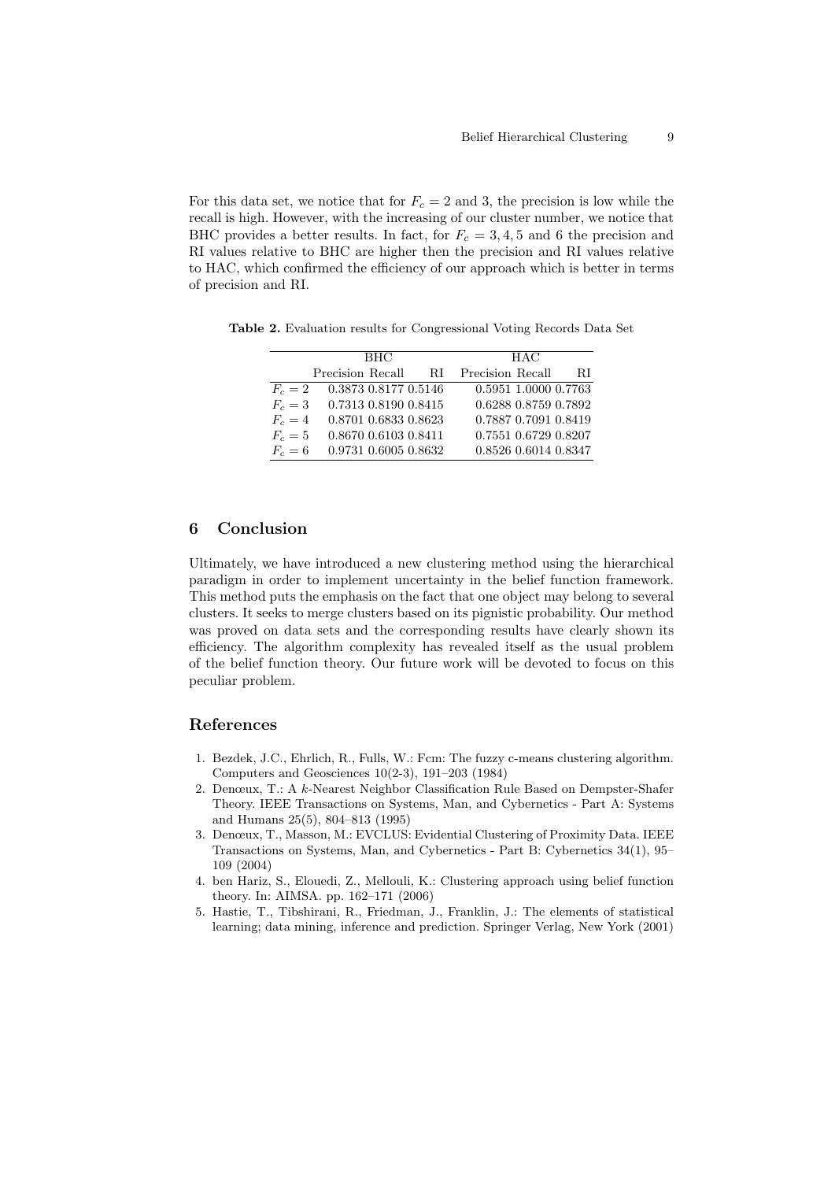For this data set, we notice that for $F_c = 2$ and 3, the precision is low while the recall is high. However, with the increasing of our cluster number, we notice that BHC provides a better results. In fact, for $F_c = 3, 4, 5$ and 6 the precision and RI values relative to BHC are higher then the precision and RI values relative to HAC, which confirmed the efficiency of our approach which is better in terms of precision and RI.

**Table 2.** Evaluation results for Congressional Voting Records Data Set

| | BHC | | | HAC | | |
|---|---|---|---|---|---|---|
| | Precision | Recall | RI | Precision | Recall | RI |
| $F_c = 2$ | 0.3873 | 0.8177 | 0.5146 | 0.5951 | 1.0000 | 0.7763 |
| $F_c = 3$ | 0.7313 | 0.8190 | 0.8415 | 0.6288 | 0.8759 | 0.7892 |
| $F_c = 4$ | 0.8701 | 0.6833 | 0.8623 | 0.7887 | 0.7091 | 0.8419 |
| $F_c = 5$ | 0.8670 | 0.6103 | 0.8411 | 0.7551 | 0.6729 | 0.8207 |
| $F_c = 6$ | 0.9731 | 0.6005 | 0.8632 | 0.8526 | 0.6014 | 0.8347 |

## 6 Conclusion

Ultimately, we have introduced a new clustering method using the hierarchical paradigm in order to implement uncertainty in the belief function framework. This method puts the emphasis on the fact that one object may belong to several clusters. It seeks to merge clusters based on its pignistic probability. Our method was proved on data sets and the corresponding results have clearly shown its efficiency. The algorithm complexity has revealed itself as the usual problem of the belief function theory. Our future work will be devoted to focus on this peculiar problem.

## References

1. Bezdek, J.C., Ehrlich, R., Fulls, W.: Fcm: The fuzzy c-means clustering algorithm. Computers and Geosciences 10(2-3), 191–203 (1984)
2. Denœux, T.: A $k$-Nearest Neighbor Classification Rule Based on Dempster-Shafer Theory. IEEE Transactions on Systems, Man, and Cybernetics - Part A: Systems and Humans 25(5), 804–813 (1995)
3. Denœux, T., Masson, M.: EVCLUS: Evidential Clustering of Proximity Data. IEEE Transactions on Systems, Man, and Cybernetics - Part B: Cybernetics 34(1), 95–109 (2004)
4. ben Hariz, S., Elouedi, Z., Mellouli, K.: Clustering approach using belief function theory. In: AIMSA. pp. 162–171 (2006)
5. Hastie, T., Tibshirani, R., Friedman, J., Franklin, J.: The elements of statistical learning; data mining, inference and prediction. Springer Verlag, New York (2001)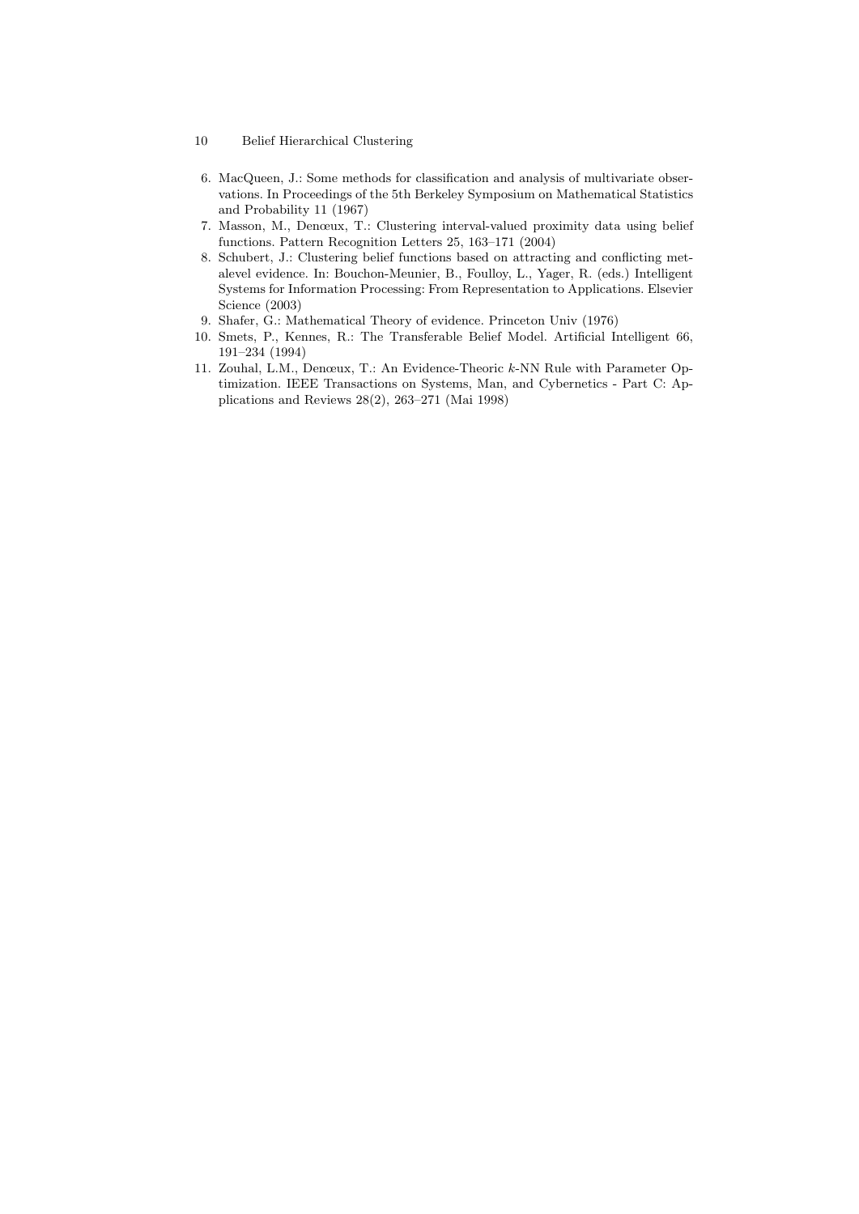6. MacQueen, J.: Some methods for classification and analysis of multivariate observations. In Proceedings of the 5th Berkeley Symposium on Mathematical Statistics and Probability 11 (1967)
7. Masson, M., Denœux, T.: Clustering interval-valued proximity data using belief functions. Pattern Recognition Letters 25, 163–171 (2004)
8. Schubert, J.: Clustering belief functions based on attracting and conflicting metalevel evidence. In: Bouchon-Meunier, B., Foulloy, L., Yager, R. (eds.) Intelligent Systems for Information Processing: From Representation to Applications. Elsevier Science (2003)
9. Shafer, G.: Mathematical Theory of evidence. Princeton Univ (1976)
10. Smets, P., Kennes, R.: The Transferable Belief Model. Artificial Intelligent 66, 191–234 (1994)
11. Zouhal, L.M., Denœux, T.: An Evidence-Theoric $k$-NN Rule with Parameter Optimization. IEEE Transactions on Systems, Man, and Cybernetics - Part C: Applications and Reviews 28(2), 263–271 (Mai 1998)